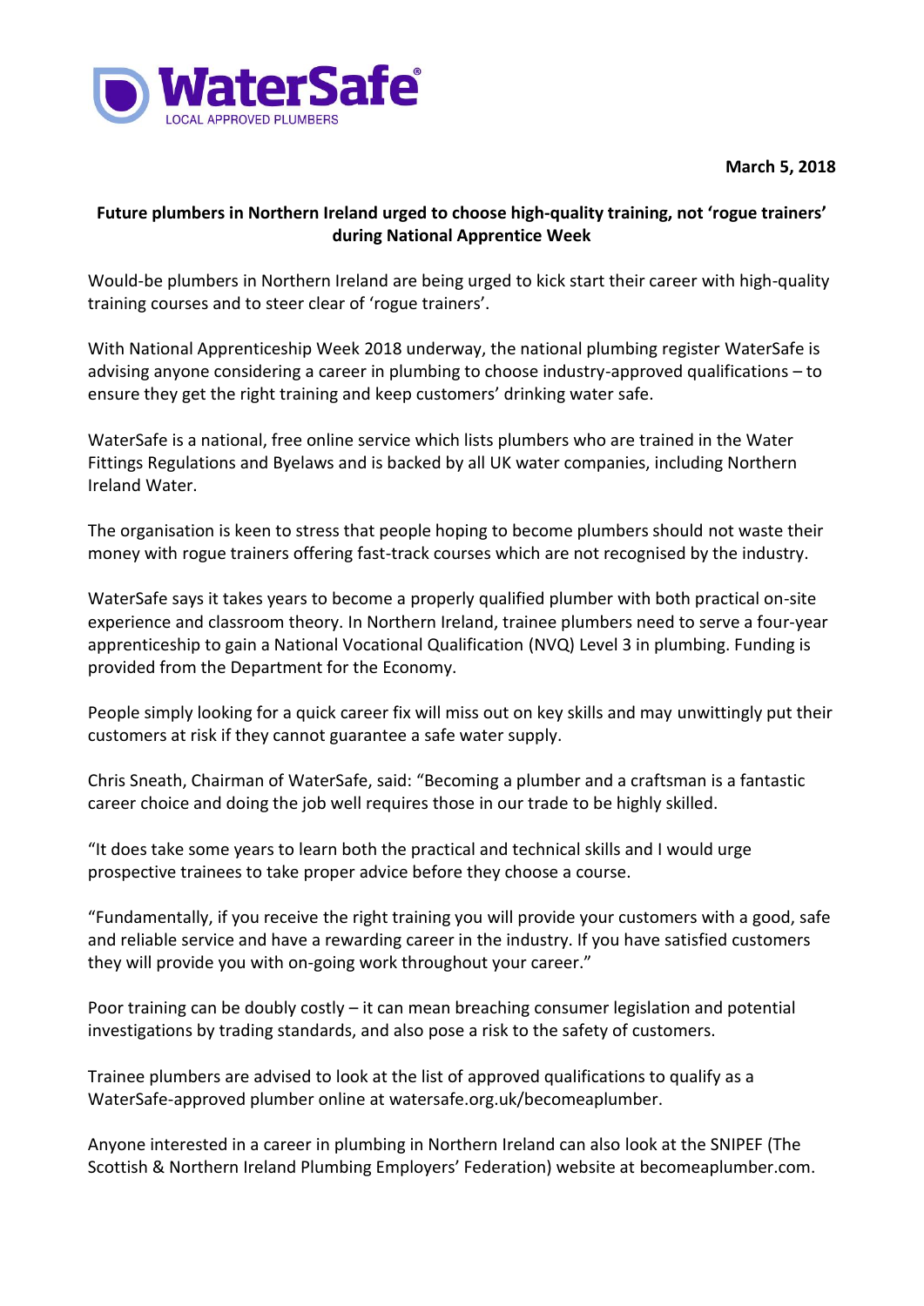WaterSafe
LOCAL APPROVED PLUMBERS

**March 5, 2018**

**Future plumbers in Northern Ireland urged to choose high-quality training, not 'rogue trainers' during National Apprentice Week**

Would-be plumbers in Northern Ireland are being urged to kick start their career with high-quality training courses and to steer clear of 'rogue trainers'.

With National Apprenticeship Week 2018 underway, the national plumbing register WaterSafe is advising anyone considering a career in plumbing to choose industry-approved qualifications – to ensure they get the right training and keep customers' drinking water safe.

WaterSafe is a national, free online service which lists plumbers who are trained in the Water Fittings Regulations and Byelaws and is backed by all UK water companies, including Northern Ireland Water.

The organisation is keen to stress that people hoping to become plumbers should not waste their money with rogue trainers offering fast-track courses which are not recognised by the industry.

WaterSafe says it takes years to become a properly qualified plumber with both practical on-site experience and classroom theory. In Northern Ireland, trainee plumbers need to serve a four-year apprenticeship to gain a National Vocational Qualification (NVQ) Level 3 in plumbing. Funding is provided from the Department for the Economy.

People simply looking for a quick career fix will miss out on key skills and may unwittingly put their customers at risk if they cannot guarantee a safe water supply.

Chris Sneath, Chairman of WaterSafe, said: "Becoming a plumber and a craftsman is a fantastic career choice and doing the job well requires those in our trade to be highly skilled.

"It does take some years to learn both the practical and technical skills and I would urge prospective trainees to take proper advice before they choose a course.

"Fundamentally, if you receive the right training you will provide your customers with a good, safe and reliable service and have a rewarding career in the industry. If you have satisfied customers they will provide you with on-going work throughout your career."

Poor training can be doubly costly – it can mean breaching consumer legislation and potential investigations by trading standards, and also pose a risk to the safety of customers.

Trainee plumbers are advised to look at the list of approved qualifications to qualify as a WaterSafe-approved plumber online at watersafe.org.uk/becomeaplumber.

Anyone interested in a career in plumbing in Northern Ireland can also look at the SNIPEF (The Scottish & Northern Ireland Plumbing Employers' Federation) website at becomeaplumber.com.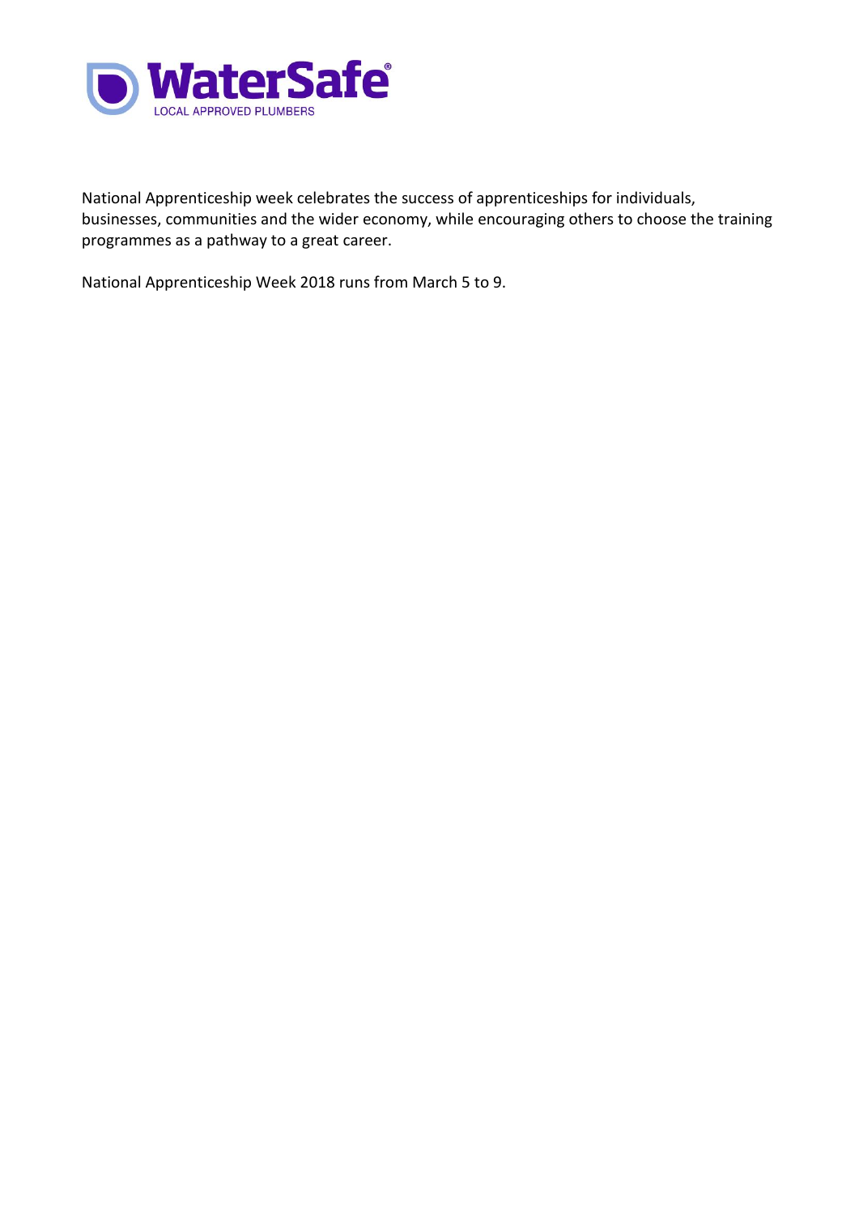National Apprenticeship week celebrates the success of apprenticeships for individuals, businesses, communities and the wider economy, while encouraging others to choose the training programmes as a pathway to a great career.

National Apprenticeship Week 2018 runs from March 5 to 9.